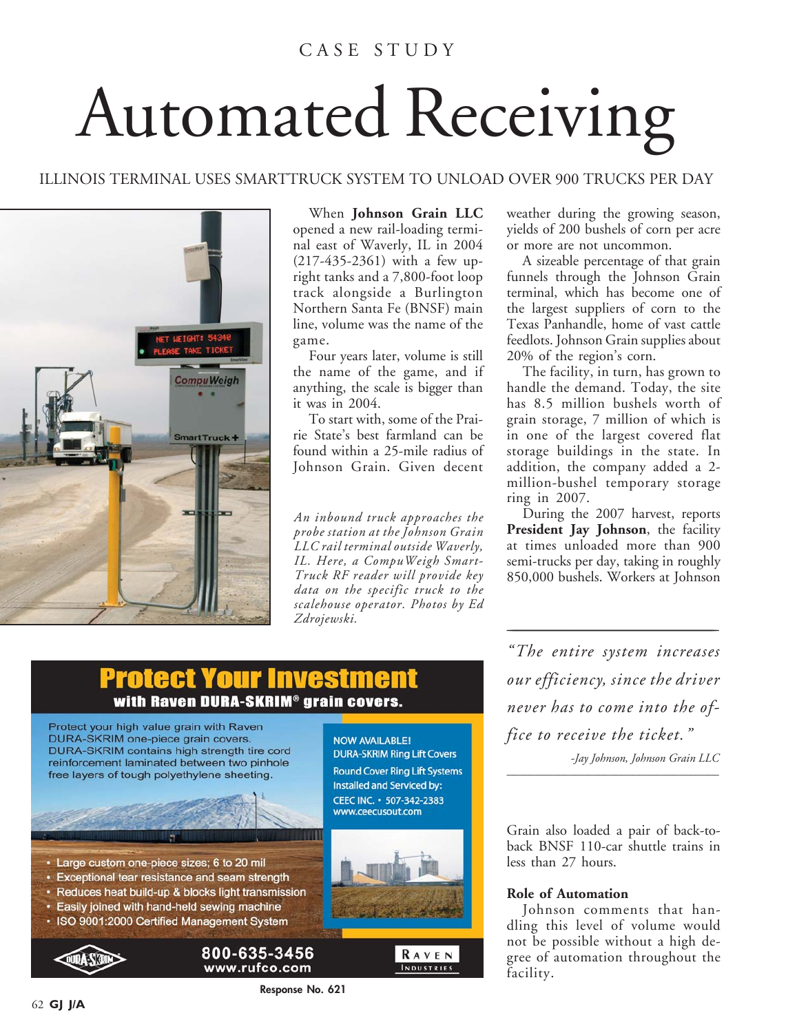CASE STUDY

# Automated Receiving

## ILLINOIS TERMINAL USES SMARTTRUCK SYSTEM TO UNLOAD OVER 900 TRUCKS PER DAY

When **Johnson Grain LLC** opened a new rail-loading terminal east of Waverly, IL in 2004 (217-435-2361) with a few upright tanks and a 7,800-foot loop track alongside a Burlington Northern Santa Fe (BNSF) main line, volume was the name of the game.

Four years later, volume is still the name of the game, and if anything, the scale is bigger than it was in 2004.

To start with, some of the Prairie State's best farmland can be found within a 25-mile radius of Johnson Grain. Given decent weather during the growing season, yields of 200 bushels of corn per acre or more are not uncommon.

*An inbound truck approaches the probe station at the Johnson Grain LLC rail terminal outside Waverly, IL. Here, a CompuWeigh SmartTruck RF reader will provide key data on the specific truck to the scalehouse operator. Photos by Ed Zdrojewski.*

A sizeable percentage of that grain funnels through the Johnson Grain terminal, which has become one of the largest suppliers of corn to the Texas Panhandle, home of vast cattle feedlots. Johnson Grain supplies about 20% of the region's corn.

The facility, in turn, has grown to handle the demand. Today, the site has 8.5 million bushels worth of grain storage, 7 million of which is in one of the largest covered flat storage buildings in the state. In addition, the company added a 2-million-bushel temporary storage ring in 2007.

During the 2007 harvest, reports **President Jay Johnson**, the facility at times unloaded more than 900 semi-trucks per day, taking in roughly 850,000 bushels. Workers at Johnson Grain also loaded a pair of back-to-back BNSF 110-car shuttle trains in less than 27 hours.

> *"The entire system increases our efficiency, since the driver never has to come into the office to receive the ticket."*
>
> *-Jay Johnson, Johnson Grain LLC*

### Role of Automation

Johnson comments that handling this level of volume would not be possible without a high degree of automation throughout the facility.

**Protect Your Investment**
**with Raven DURA-SKRIM® grain covers.**

Protect your high value grain with Raven DURA-SKRIM one-piece grain covers. DURA-SKRIM contains high strength tire cord reinforcement laminated between two pinhole free layers of tough polyethylene sheeting.

- Large custom one-piece sizes; 6 to 20 mil
- Exceptional tear resistance and seam strength
- Reduces heat build-up & blocks light transmission
- Easily joined with hand-held sewing machine
- ISO 9001:2000 Certified Management System

NOW AVAILABLE!
DURA-SKRIM Ring Lift Covers
Round Cover Ring Lift Systems
Installed and Serviced by:
CEEC INC. • 507-342-2383
www.ceecusout.com

800-635-3456
www.rufco.com

RAVEN INDUSTRIES

Response No. 621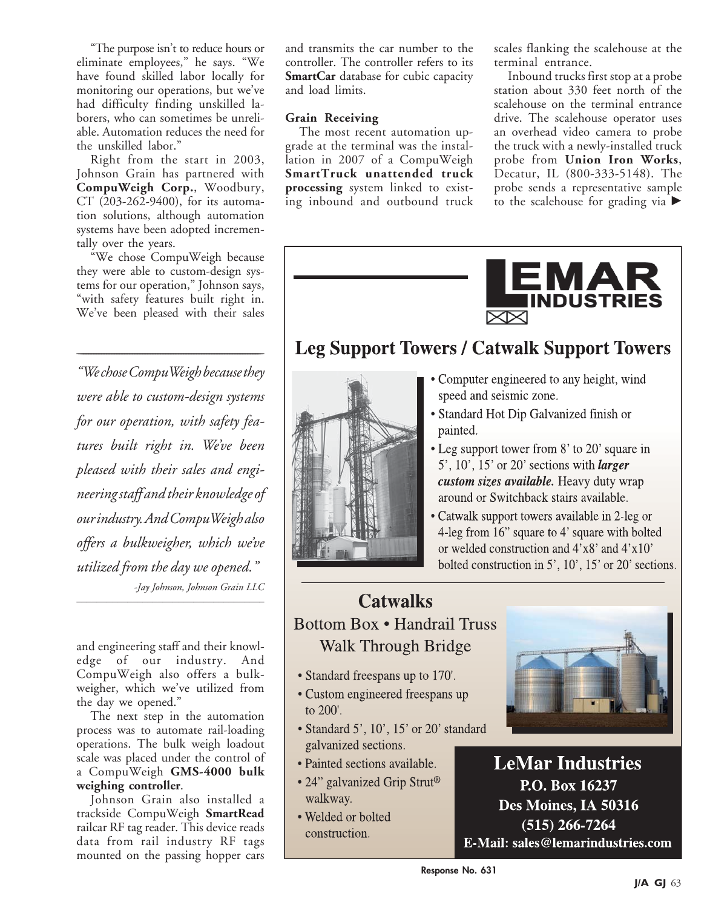"The purpose isn't to reduce hours or eliminate employees," he says. "We have found skilled labor locally for monitoring our operations, but we've had difficulty finding unskilled laborers, who can sometimes be unreliable. Automation reduces the need for the unskilled labor."

Right from the start in 2003, Johnson Grain has partnered with **CompuWeigh Corp.**, Woodbury, CT (203-262-9400), for its automation solutions, although automation systems have been adopted incrementally over the years.

"We chose CompuWeigh because they were able to custom-design systems for our operation," Johnson says, "with safety features built right in. We've been pleased with their sales and engineering staff and their knowledge of our industry. And CompuWeigh also offers a bulkweigher, which we've utilized from the day we opened."

> *"We chose CompuWeigh because they were able to custom-design systems for our operation, with safety features built right in. We've been pleased with their sales and engineering staff and their knowledge of our industry. And CompuWeigh also offers a bulkweigher, which we've utilized from the day we opened."*
>
> *-Jay Johnson, Johnson Grain LLC*

The next step in the automation process was to automate rail-loading operations. The bulk weigh loadout scale was placed under the control of a CompuWeigh **GMS-4000 bulk weighing controller**.

Johnson Grain also installed a trackside CompuWeigh **SmartRead** railcar RF tag reader. This device reads data from rail industry RF tags mounted on the passing hopper cars and transmits the car number to the controller. The controller refers to its **SmartCar** database for cubic capacity and load limits.

**Grain Receiving**

The most recent automation upgrade at the terminal was the installation in 2007 of a CompuWeigh **SmartTruck unattended truck processing** system linked to existing inbound and outbound truck scales flanking the scalehouse at the terminal entrance.

Inbound trucks first stop at a probe station about 330 feet north of the scalehouse on the terminal entrance drive. The scalehouse operator uses an overhead video camera to probe the truck with a newly-installed truck probe from **Union Iron Works**, Decatur, IL (800-333-5148). The probe sends a representative sample to the scalehouse for grading via ►

---

**LEMAR INDUSTRIES**

## Leg Support Towers / Catwalk Support Towers

- Computer engineered to any height, wind speed and seismic zone.
- Standard Hot Dip Galvanized finish or painted.
- Leg support tower from 8' to 20' square in 5', 10', 15' or 20' sections with ***larger custom sizes available.*** Heavy duty wrap around or Switchback stairs available.
- Catwalk support towers available in 2-leg or 4-leg from 16" square to 4' square with bolted or welded construction and 4'x8' and 4'x10' bolted construction in 5', 10', 15' or 20' sections.

## Catwalks

Bottom Box • Handrail Truss
Walk Through Bridge

- Standard freespans up to 170'.
- Custom engineered freespans up to 200'.
- Standard 5', 10', 15' or 20' standard galvanized sections.
- Painted sections available.
- 24" galvanized Grip Strut® walkway.
- Welded or bolted construction.

**LeMar Industries**
**P.O. Box 16237**
**Des Moines, IA 50316**
**(515) 266-7264**
**E-Mail: sales@lemarindustries.com**

**Response No. 631**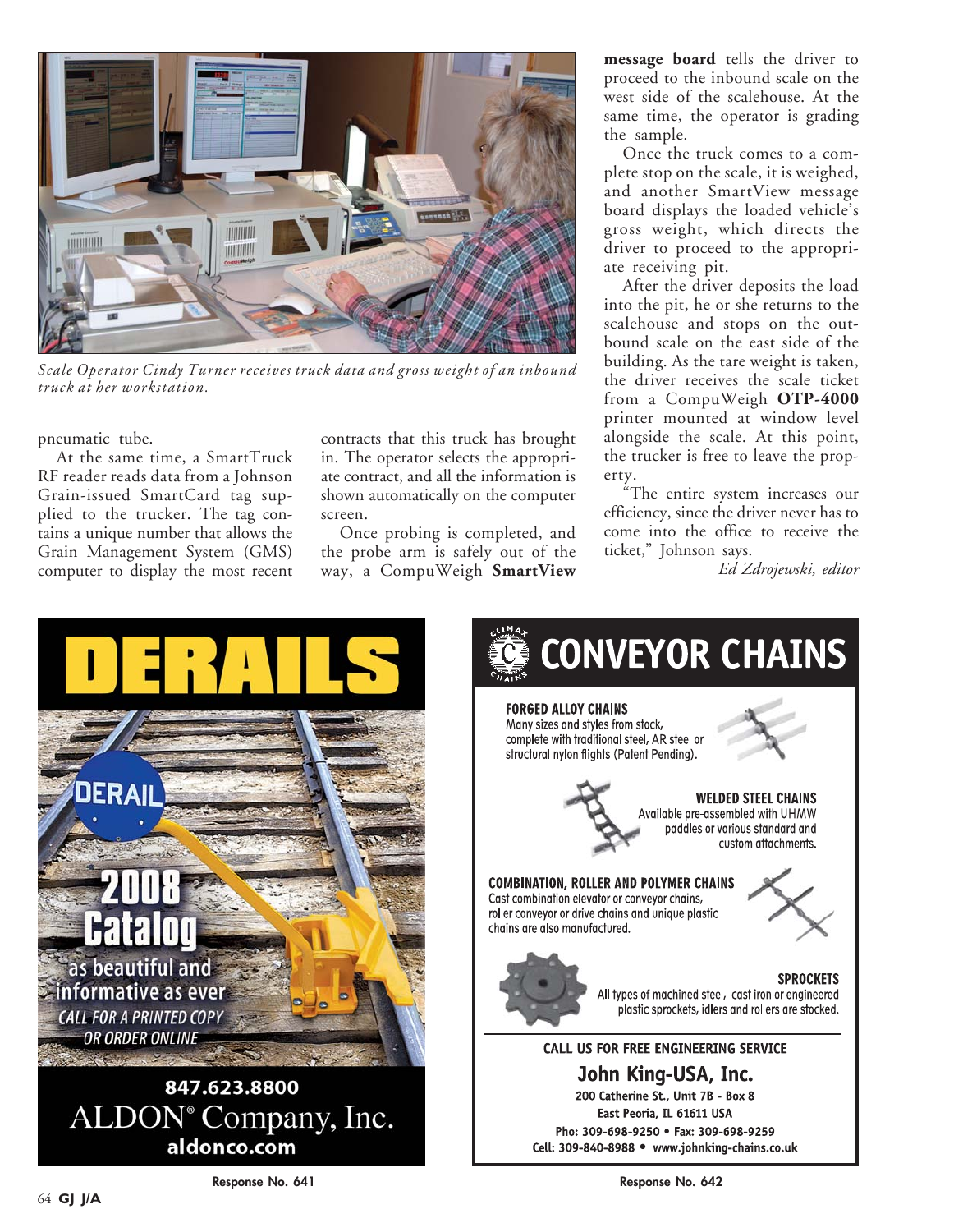*Scale Operator Cindy Turner receives truck data and gross weight of an inbound truck at her workstation.*

pneumatic tube.

At the same time, a SmartTruck RF reader reads data from a Johnson Grain-issued SmartCard tag supplied to the trucker. The tag contains a unique number that allows the Grain Management System (GMS) computer to display the most recent contracts that this truck has brought in. The operator selects the appropriate contract, and all the information is shown automatically on the computer screen.

Once probing is completed, and the probe arm is safely out of the way, a CompuWeigh **SmartView message board** tells the driver to proceed to the inbound scale on the west side of the scalehouse. At the same time, the operator is grading the sample.

Once the truck comes to a complete stop on the scale, it is weighed, and another SmartView message board displays the loaded vehicle's gross weight, which directs the driver to proceed to the appropriate receiving pit.

After the driver deposits the load into the pit, he or she returns to the scalehouse and stops on the outbound scale on the east side of the building. As the tare weight is taken, the driver receives the scale ticket from a CompuWeigh **OTP-4000** printer mounted at window level alongside the scale. At this point, the trucker is free to leave the property.

"The entire system increases our efficiency, since the driver never has to come into the office to receive the ticket," Johnson says.

*Ed Zdrojewski, editor*

# DERAILS

DERAIL

2008 Catalog

as beautiful and informative as ever

CALL FOR A PRINTED COPY OR ORDER ONLINE

847.623.8800

ALDON® Company, Inc.

aldonco.com

Response No. 641

# CONVEYOR CHAINS

**FORGED ALLOY CHAINS**
Many sizes and styles from stock, complete with traditional steel, AR steel or structural nylon flights (Patent Pending).

**WELDED STEEL CHAINS**
Available pre-assembled with UHMW paddles or various standard and custom attachments.

**COMBINATION, ROLLER AND POLYMER CHAINS**
Cast combination elevator or conveyor chains, roller conveyor or drive chains and unique plastic chains are also manufactured.

**SPROCKETS**
All types of machined steel, cast iron or engineered plastic sprockets, idlers and rollers are stocked.

CALL US FOR FREE ENGINEERING SERVICE

**John King-USA, Inc.**
200 Catherine St., Unit 7B - Box 8
East Peoria, IL 61611 USA
Pho: 309-698-9250 • Fax: 309-698-9259
Cell: 309-840-8988 • www.johnking-chains.co.uk

Response No. 642